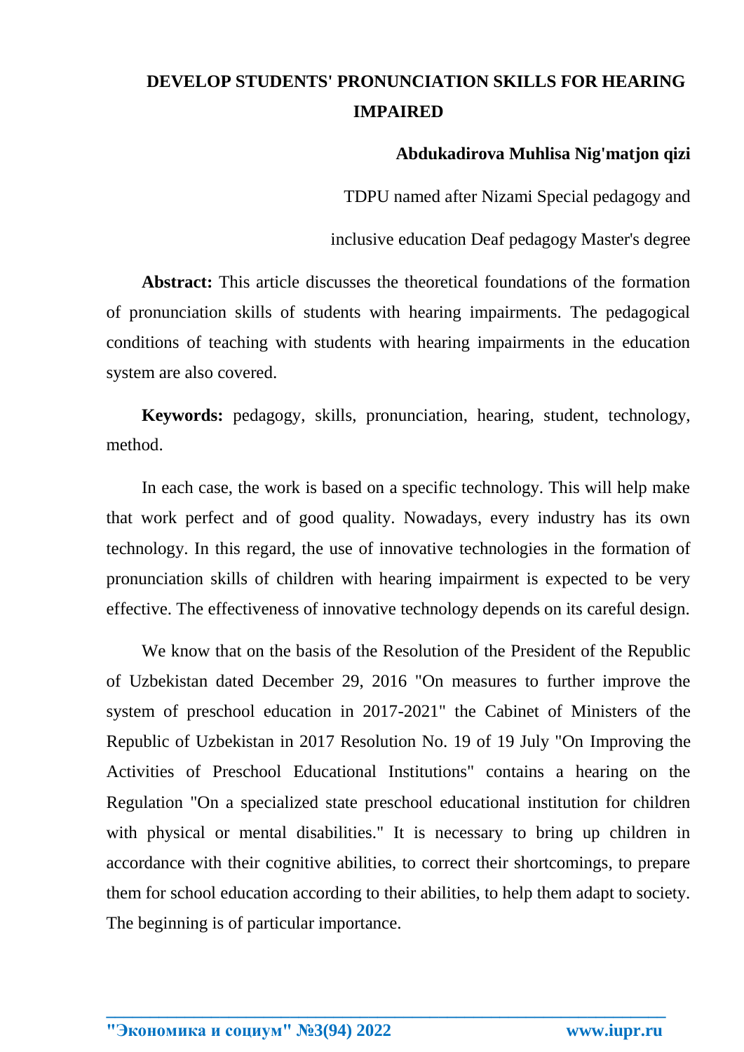# DEVELOP STUDENTS' PRONUNCIATION SKILLS FOR HEARING IMPAIRED

**Abdukadirova Muhlisa Nig'matjon qizi**

TDPU named after Nizami Special pedagogy and

inclusive education Deaf pedagogy Master's degree

**Abstract:** This article discusses the theoretical foundations of the formation of pronunciation skills of students with hearing impairments. The pedagogical conditions of teaching with students with hearing impairments in the education system are also covered.

**Keywords:** pedagogy, skills, pronunciation, hearing, student, technology, method.

In each case, the work is based on a specific technology. This will help make that work perfect and of good quality. Nowadays, every industry has its own technology. In this regard, the use of innovative technologies in the formation of pronunciation skills of children with hearing impairment is expected to be very effective. The effectiveness of innovative technology depends on its careful design.

We know that on the basis of the Resolution of the President of the Republic of Uzbekistan dated December 29, 2016 "On measures to further improve the system of preschool education in 2017-2021" the Cabinet of Ministers of the Republic of Uzbekistan in 2017 Resolution No. 19 of 19 July "On Improving the Activities of Preschool Educational Institutions" contains a hearing on the Regulation "On a specialized state preschool educational institution for children with physical or mental disabilities." It is necessary to bring up children in accordance with their cognitive abilities, to correct their shortcomings, to prepare them for school education according to their abilities, to help them adapt to society. The beginning is of particular importance.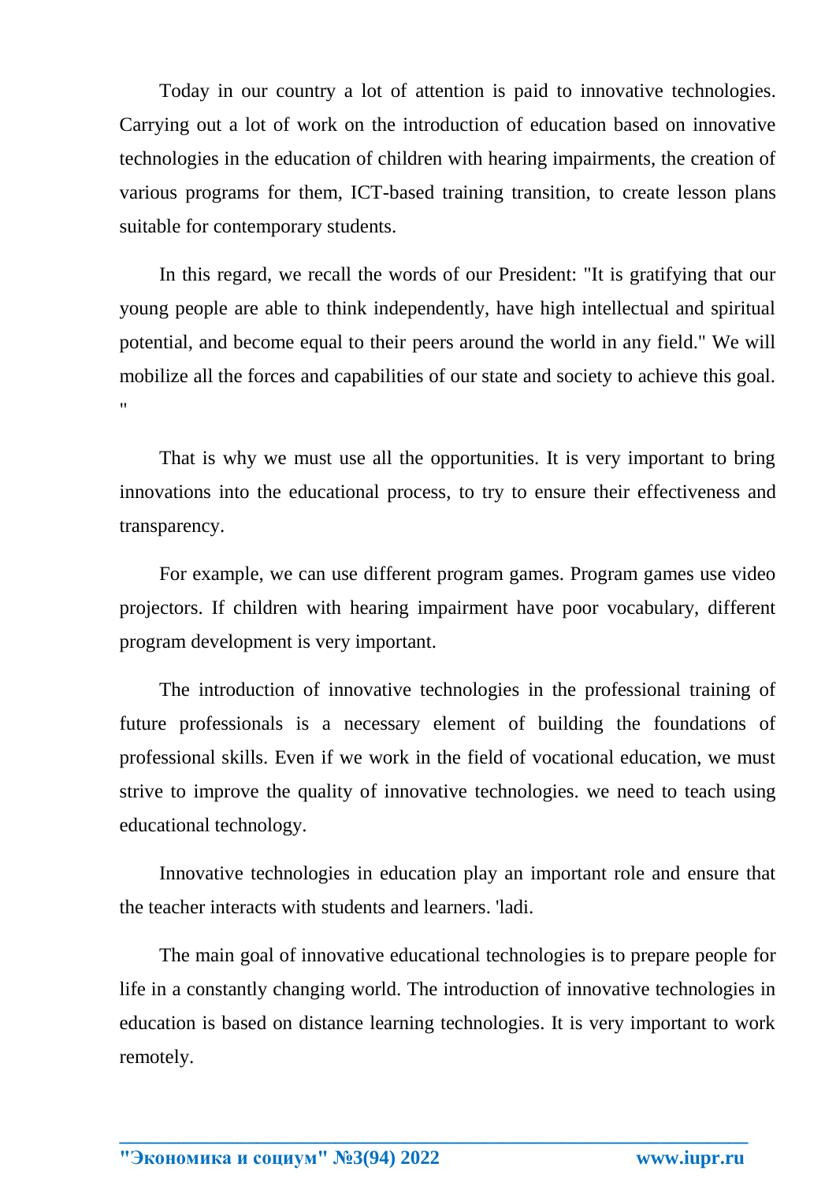Today in our country a lot of attention is paid to innovative technologies. Carrying out a lot of work on the introduction of education based on innovative technologies in the education of children with hearing impairments, the creation of various programs for them, ICT-based training transition, to create lesson plans suitable for contemporary students.

In this regard, we recall the words of our President: "It is gratifying that our young people are able to think independently, have high intellectual and spiritual potential, and become equal to their peers around the world in any field." We will mobilize all the forces and capabilities of our state and society to achieve this goal. "

That is why we must use all the opportunities. It is very important to bring innovations into the educational process, to try to ensure their effectiveness and transparency.

For example, we can use different program games. Program games use video projectors. If children with hearing impairment have poor vocabulary, different program development is very important.

The introduction of innovative technologies in the professional training of future professionals is a necessary element of building the foundations of professional skills. Even if we work in the field of vocational education, we must strive to improve the quality of innovative technologies. we need to teach using educational technology.

Innovative technologies in education play an important role and ensure that the teacher interacts with students and learners. 'ladi.

The main goal of innovative educational technologies is to prepare people for life in a constantly changing world. The introduction of innovative technologies in education is based on distance learning technologies. It is very important to work remotely.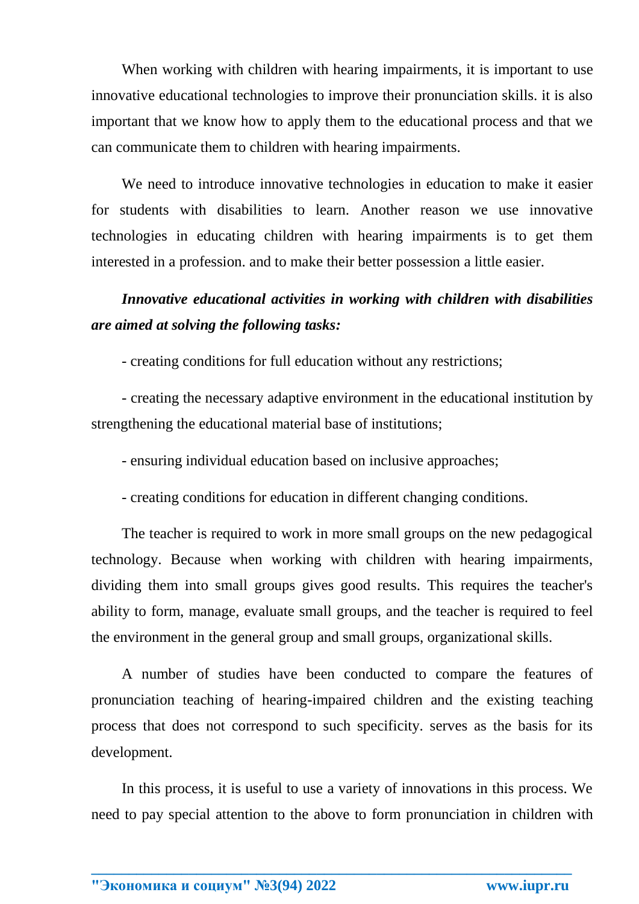When working with children with hearing impairments, it is important to use innovative educational technologies to improve their pronunciation skills. it is also important that we know how to apply them to the educational process and that we can communicate them to children with hearing impairments.

We need to introduce innovative technologies in education to make it easier for students with disabilities to learn. Another reason we use innovative technologies in educating children with hearing impairments is to get them interested in a profession. and to make their better possession a little easier.

***Innovative educational activities in working with children with disabilities are aimed at solving the following tasks:***

- creating conditions for full education without any restrictions;
- creating the necessary adaptive environment in the educational institution by strengthening the educational material base of institutions;
- ensuring individual education based on inclusive approaches;
- creating conditions for education in different changing conditions.

The teacher is required to work in more small groups on the new pedagogical technology. Because when working with children with hearing impairments, dividing them into small groups gives good results. This requires the teacher's ability to form, manage, evaluate small groups, and the teacher is required to feel the environment in the general group and small groups, organizational skills.

A number of studies have been conducted to compare the features of pronunciation teaching of hearing-impaired children and the existing teaching process that does not correspond to such specificity. serves as the basis for its development.

In this process, it is useful to use a variety of innovations in this process. We need to pay special attention to the above to form pronunciation in children with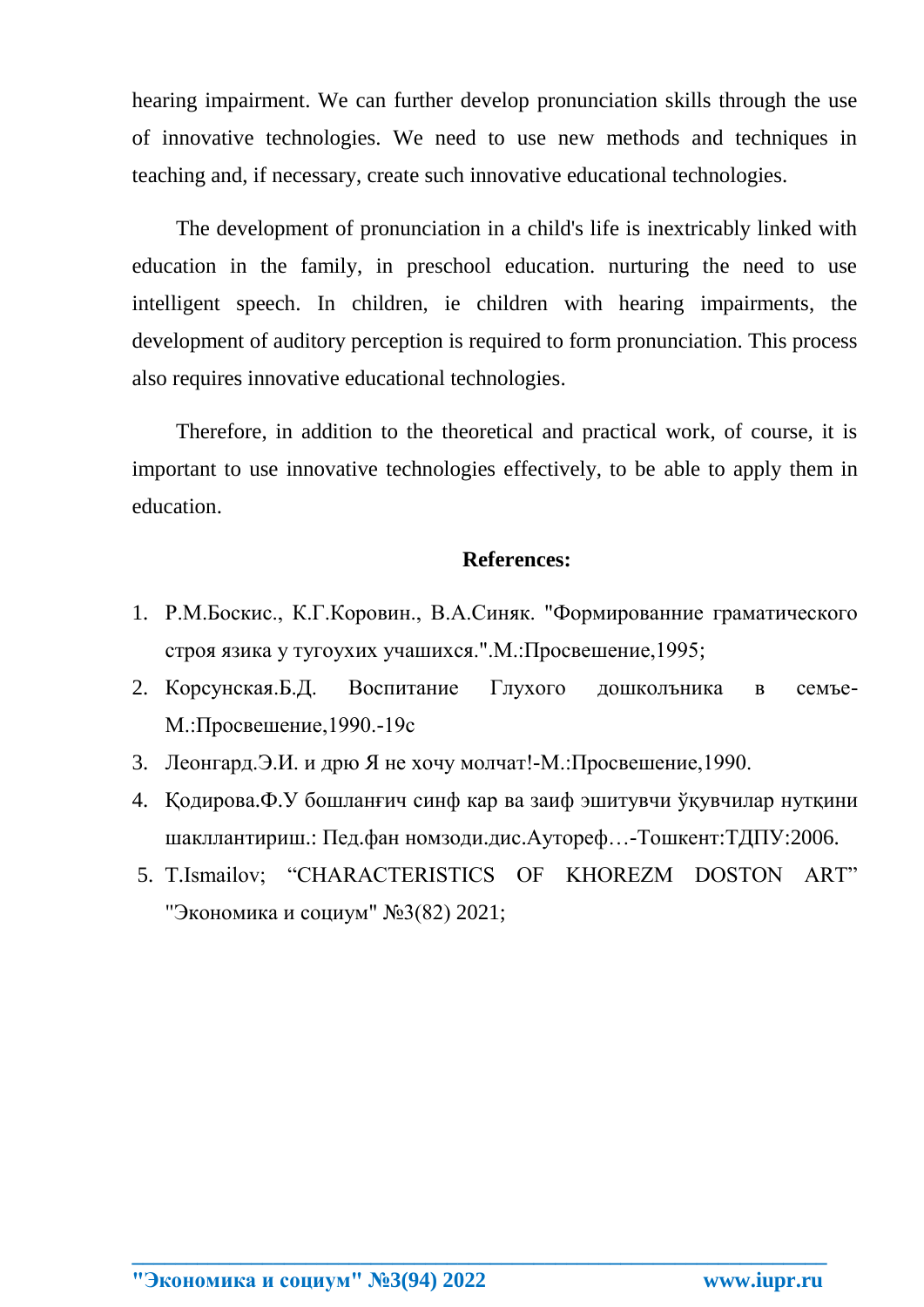hearing impairment. We can further develop pronunciation skills through the use of innovative technologies. We need to use new methods and techniques in teaching and, if necessary, create such innovative educational technologies.

The development of pronunciation in a child's life is inextricably linked with education in the family, in preschool education. nurturing the need to use intelligent speech. In children, ie children with hearing impairments, the development of auditory perception is required to form pronunciation. This process also requires innovative educational technologies.

Therefore, in addition to the theoretical and practical work, of course, it is important to use innovative technologies effectively, to be able to apply them in education.

**References:**

1. Р.М.Боскис., К.Г.Коровин., В.А.Синяк. "Формированние граматического строя язика у тугоухих учашихся.".М.:Просвешение,1995;
2. Корсунская.Б.Д. Воспитание Глухого дошколъника в семъе-М.:Просвешение,1990.-19с
3. Леонгард.Э.И. и дрю Я не хочу молчат!-М.:Просвешение,1990.
4. Қодирова.Ф.У бошланғич синф кар ва заиф эшитувчи ўқувчилар нутқини шакллантириш.: Пед.фан номзоди.дис.Аутореф…-Тошкент:ТДПУ:2006.
5. T.Ismailov; "CHARACTERISTICS OF KHOREZM DOSTON ART" "Экономика и социум" №3(82) 2021;